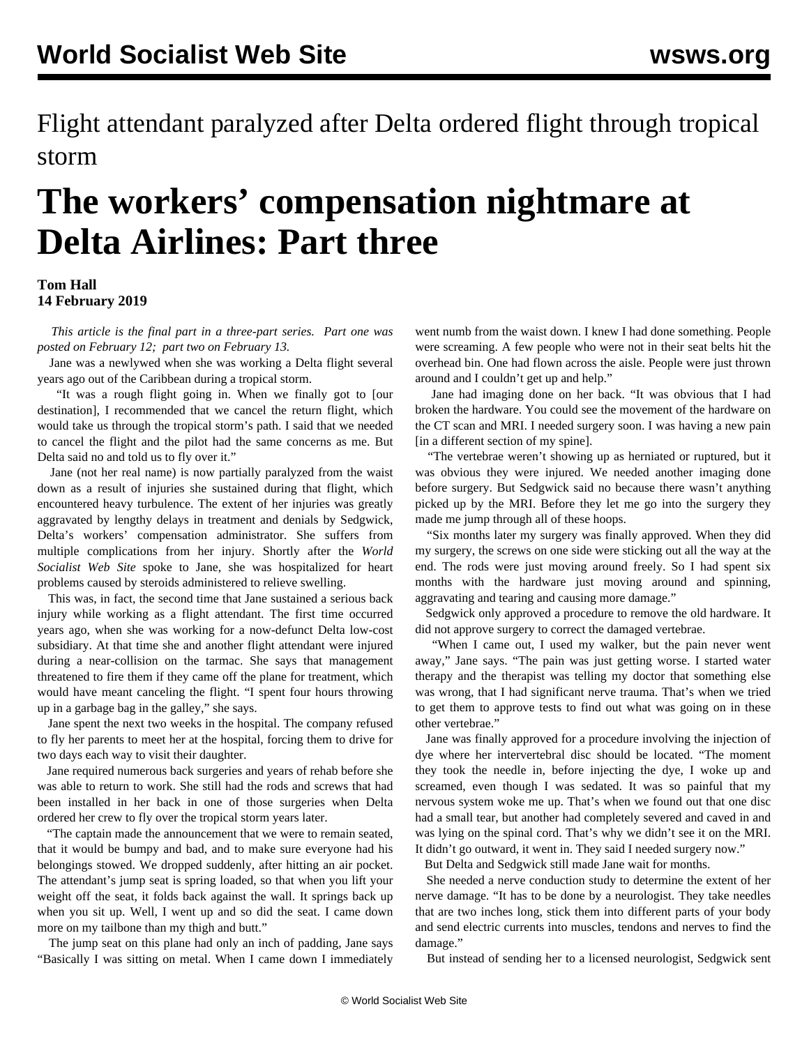Flight attendant paralyzed after Delta ordered flight through tropical storm

# The workers' compensation nightmare at Delta Airlines: Part three

**Tom Hall**
**14 February 2019**

*This article is the final part in a three-part series. Part one was posted on February 12; part two on February 13.*

Jane was a newlywed when she was working a Delta flight several years ago out of the Caribbean during a tropical storm.

"It was a rough flight going in. When we finally got to [our destination], I recommended that we cancel the return flight, which would take us through the tropical storm's path. I said that we needed to cancel the flight and the pilot had the same concerns as me. But Delta said no and told us to fly over it."

Jane (not her real name) is now partially paralyzed from the waist down as a result of injuries she sustained during that flight, which encountered heavy turbulence. The extent of her injuries was greatly aggravated by lengthy delays in treatment and denials by Sedgwick, Delta's workers' compensation administrator. She suffers from multiple complications from her injury. Shortly after the *World Socialist Web Site* spoke to Jane, she was hospitalized for heart problems caused by steroids administered to relieve swelling.

This was, in fact, the second time that Jane sustained a serious back injury while working as a flight attendant. The first time occurred years ago, when she was working for a now-defunct Delta low-cost subsidiary. At that time she and another flight attendant were injured during a near-collision on the tarmac. She says that management threatened to fire them if they came off the plane for treatment, which would have meant canceling the flight. "I spent four hours throwing up in a garbage bag in the galley," she says.

Jane spent the next two weeks in the hospital. The company refused to fly her parents to meet her at the hospital, forcing them to drive for two days each way to visit their daughter.

Jane required numerous back surgeries and years of rehab before she was able to return to work. She still had the rods and screws that had been installed in her back in one of those surgeries when Delta ordered her crew to fly over the tropical storm years later.

"The captain made the announcement that we were to remain seated, that it would be bumpy and bad, and to make sure everyone had his belongings stowed. We dropped suddenly, after hitting an air pocket. The attendant's jump seat is spring loaded, so that when you lift your weight off the seat, it folds back against the wall. It springs back up when you sit up. Well, I went up and so did the seat. I came down more on my tailbone than my thigh and butt."

The jump seat on this plane had only an inch of padding, Jane says "Basically I was sitting on metal. When I came down I immediately went numb from the waist down. I knew I had done something. People were screaming. A few people who were not in their seat belts hit the overhead bin. One had flown across the aisle. People were just thrown around and I couldn't get up and help."

Jane had imaging done on her back. "It was obvious that I had broken the hardware. You could see the movement of the hardware on the CT scan and MRI. I needed surgery soon. I was having a new pain [in a different section of my spine].

"The vertebrae weren't showing up as herniated or ruptured, but it was obvious they were injured. We needed another imaging done before surgery. But Sedgwick said no because there wasn't anything picked up by the MRI. Before they let me go into the surgery they made me jump through all of these hoops.

"Six months later my surgery was finally approved. When they did my surgery, the screws on one side were sticking out all the way at the end. The rods were just moving around freely. So I had spent six months with the hardware just moving around and spinning, aggravating and tearing and causing more damage."

Sedgwick only approved a procedure to remove the old hardware. It did not approve surgery to correct the damaged vertebrae.

"When I came out, I used my walker, but the pain never went away," Jane says. "The pain was just getting worse. I started water therapy and the therapist was telling my doctor that something else was wrong, that I had significant nerve trauma. That's when we tried to get them to approve tests to find out what was going on in these other vertebrae."

Jane was finally approved for a procedure involving the injection of dye where her intervertebral disc should be located. "The moment they took the needle in, before injecting the dye, I woke up and screamed, even though I was sedated. It was so painful that my nervous system woke me up. That's when we found out that one disc had a small tear, but another had completely severed and caved in and was lying on the spinal cord. That's why we didn't see it on the MRI. It didn't go outward, it went in. They said I needed surgery now."

But Delta and Sedgwick still made Jane wait for months.

She needed a nerve conduction study to determine the extent of her nerve damage. "It has to be done by a neurologist. They take needles that are two inches long, stick them into different parts of your body and send electric currents into muscles, tendons and nerves to find the damage."

But instead of sending her to a licensed neurologist, Sedgwick sent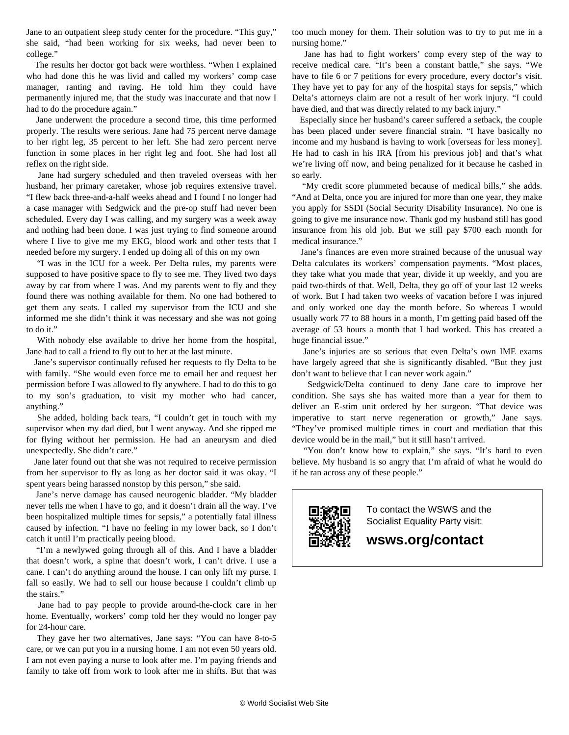Jane to an outpatient sleep study center for the procedure. "This guy," she said, "had been working for six weeks, had never been to college."

The results her doctor got back were worthless. "When I explained who had done this he was livid and called my workers' comp case manager, ranting and raving. He told him they could have permanently injured me, that the study was inaccurate and that now I had to do the procedure again."

Jane underwent the procedure a second time, this time performed properly. The results were serious. Jane had 75 percent nerve damage to her right leg, 35 percent to her left. She had zero percent nerve function in some places in her right leg and foot. She had lost all reflex on the right side.

Jane had surgery scheduled and then traveled overseas with her husband, her primary caretaker, whose job requires extensive travel. "I flew back three-and-a-half weeks ahead and I found I no longer had a case manager with Sedgwick and the pre-op stuff had never been scheduled. Every day I was calling, and my surgery was a week away and nothing had been done. I was just trying to find someone around where I live to give me my EKG, blood work and other tests that I needed before my surgery. I ended up doing all of this on my own

"I was in the ICU for a week. Per Delta rules, my parents were supposed to have positive space to fly to see me. They lived two days away by car from where I was. And my parents went to fly and they found there was nothing available for them. No one had bothered to get them any seats. I called my supervisor from the ICU and she informed me she didn't think it was necessary and she was not going to do it."

With nobody else available to drive her home from the hospital, Jane had to call a friend to fly out to her at the last minute.

Jane's supervisor continually refused her requests to fly Delta to be with family. "She would even force me to email her and request her permission before I was allowed to fly anywhere. I had to do this to go to my son's graduation, to visit my mother who had cancer, anything."

She added, holding back tears, "I couldn't get in touch with my supervisor when my dad died, but I went anyway. And she ripped me for flying without her permission. He had an aneurysm and died unexpectedly. She didn't care."

Jane later found out that she was not required to receive permission from her supervisor to fly as long as her doctor said it was okay. "I spent years being harassed nonstop by this person," she said.

Jane's nerve damage has caused neurogenic bladder. "My bladder never tells me when I have to go, and it doesn't drain all the way. I've been hospitalized multiple times for sepsis," a potentially fatal illness caused by infection. "I have no feeling in my lower back, so I don't catch it until I'm practically peeing blood.

"I'm a newlywed going through all of this. And I have a bladder that doesn't work, a spine that doesn't work, I can't drive. I use a cane. I can't do anything around the house. I can only lift my purse. I fall so easily. We had to sell our house because I couldn't climb up the stairs."

Jane had to pay people to provide around-the-clock care in her home. Eventually, workers' comp told her they would no longer pay for 24-hour care.

They gave her two alternatives, Jane says: "You can have 8-to-5 care, or we can put you in a nursing home. I am not even 50 years old. I am not even paying a nurse to look after me. I'm paying friends and family to take off from work to look after me in shifts. But that was too much money for them. Their solution was to try to put me in a nursing home."

Jane has had to fight workers' comp every step of the way to receive medical care. "It's been a constant battle," she says. "We have to file 6 or 7 petitions for every procedure, every doctor's visit. They have yet to pay for any of the hospital stays for sepsis," which Delta's attorneys claim are not a result of her work injury. "I could have died, and that was directly related to my back injury."

Especially since her husband's career suffered a setback, the couple has been placed under severe financial strain. "I have basically no income and my husband is having to work [overseas for less money]. He had to cash in his IRA [from his previous job] and that's what we're living off now, and being penalized for it because he cashed in so early.

"My credit score plummeted because of medical bills," she adds. "And at Delta, once you are injured for more than one year, they make you apply for SSDI (Social Security Disability Insurance). No one is going to give me insurance now. Thank god my husband still has good insurance from his old job. But we still pay $700 each month for medical insurance."

Jane's finances are even more strained because of the unusual way Delta calculates its workers' compensation payments. "Most places, they take what you made that year, divide it up weekly, and you are paid two-thirds of that. Well, Delta, they go off of your last 12 weeks of work. But I had taken two weeks of vacation before I was injured and only worked one day the month before. So whereas I would usually work 77 to 88 hours in a month, I'm getting paid based off the average of 53 hours a month that I had worked. This has created a huge financial issue."

Jane's injuries are so serious that even Delta's own IME exams have largely agreed that she is significantly disabled. "But they just don't want to believe that I can never work again."

Sedgwick/Delta continued to deny Jane care to improve her condition. She says she has waited more than a year for them to deliver an E-stim unit ordered by her surgeon. "That device was imperative to start nerve regeneration or growth," Jane says. "They've promised multiple times in court and mediation that this device would be in the mail," but it still hasn't arrived.

"You don't know how to explain," she says. "It's hard to even believe. My husband is so angry that I'm afraid of what he would do if he ran across any of these people."

To contact the WSWS and the Socialist Equality Party visit:

**wsws.org/contact**